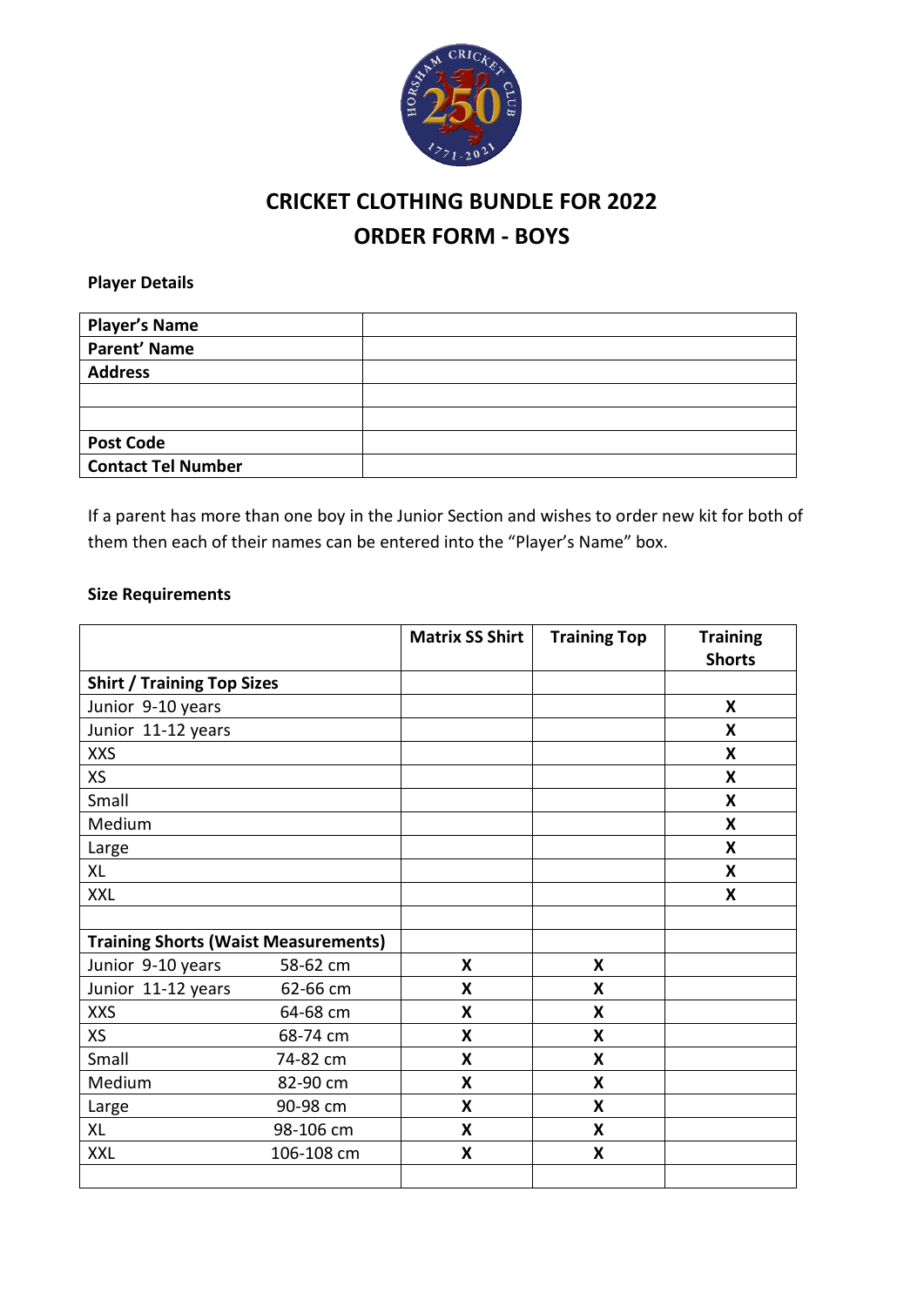# CRICKET CLOTHING BUNDLE FOR 2022

## ORDER FORM - BOYS

**Player Details**

| | |
|---|---|
| **Player's Name** | |
| **Parent' Name** | |
| **Address** | |
| | |
| | |
| **Post Code** | |
| **Contact Tel Number** | |

If a parent has more than one boy in the Junior Section and wishes to order new kit for both of them then each of their names can be entered into the "Player's Name" box.

**Size Requirements**

| | | Matrix SS Shirt | Training Top | Training Shorts |
|---|---|---|---|---|
| **Shirt / Training Top Sizes** | | | | |
| Junior 9-10 years | | | | **X** |
| Junior 11-12 years | | | | **X** |
| XXS | | | | **X** |
| XS | | | | **X** |
| Small | | | | **X** |
| Medium | | | | **X** |
| Large | | | | **X** |
| XL | | | | **X** |
| XXL | | | | **X** |
| | | | | |
| **Training Shorts (Waist Measurements)** | | | | |
| Junior 9-10 years | 58-62 cm | **X** | **X** | |
| Junior 11-12 years | 62-66 cm | **X** | **X** | |
| XXS | 64-68 cm | **X** | **X** | |
| XS | 68-74 cm | **X** | **X** | |
| Small | 74-82 cm | **X** | **X** | |
| Medium | 82-90 cm | **X** | **X** | |
| Large | 90-98 cm | **X** | **X** | |
| XL | 98-106 cm | **X** | **X** | |
| XXL | 106-108 cm | **X** | **X** | |
| | | | | |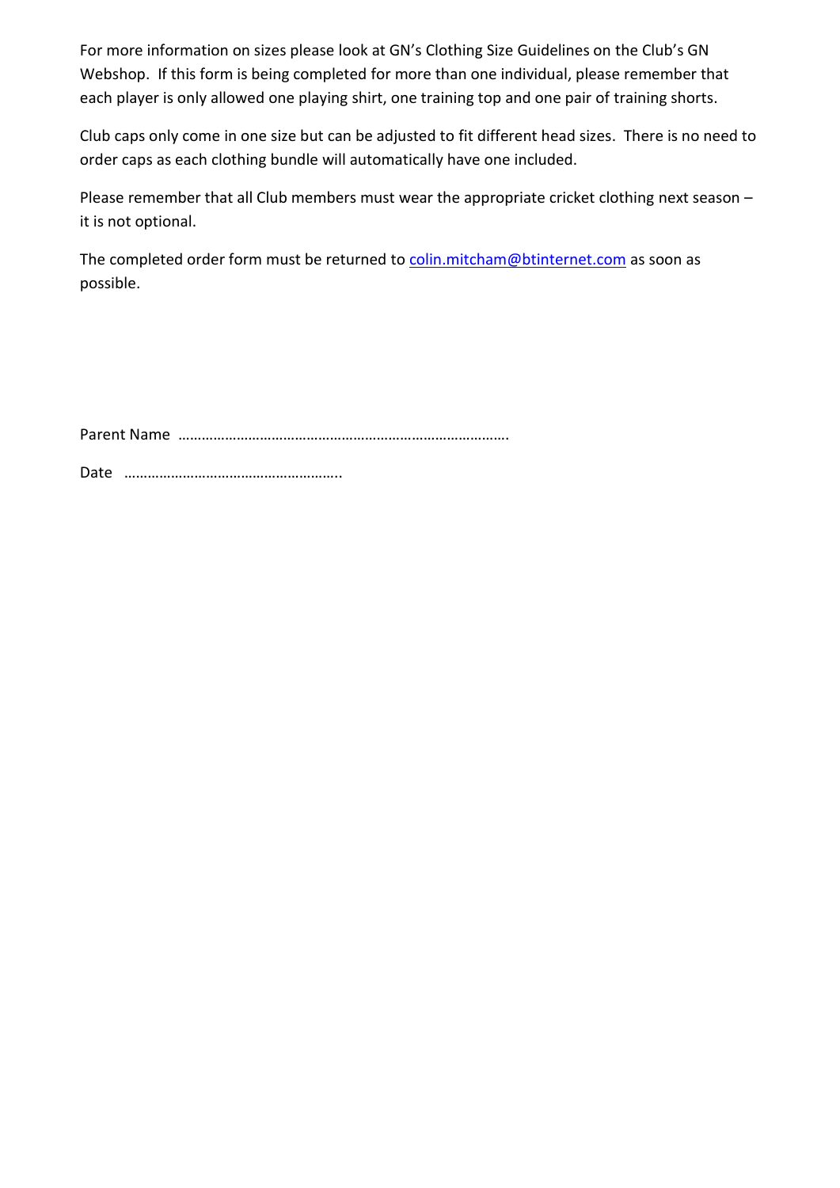For more information on sizes please look at GN's Clothing Size Guidelines on the Club's GN Webshop. If this form is being completed for more than one individual, please remember that each player is only allowed one playing shirt, one training top and one pair of training shorts.

Club caps only come in one size but can be adjusted to fit different head sizes. There is no need to order caps as each clothing bundle will automatically have one included.

Please remember that all Club members must wear the appropriate cricket clothing next season – it is not optional.

The completed order form must be returned to colin.mitcham@btinternet.com as soon as possible.

Parent Name …………………………………………………………………………….

Date ………………………………………………..